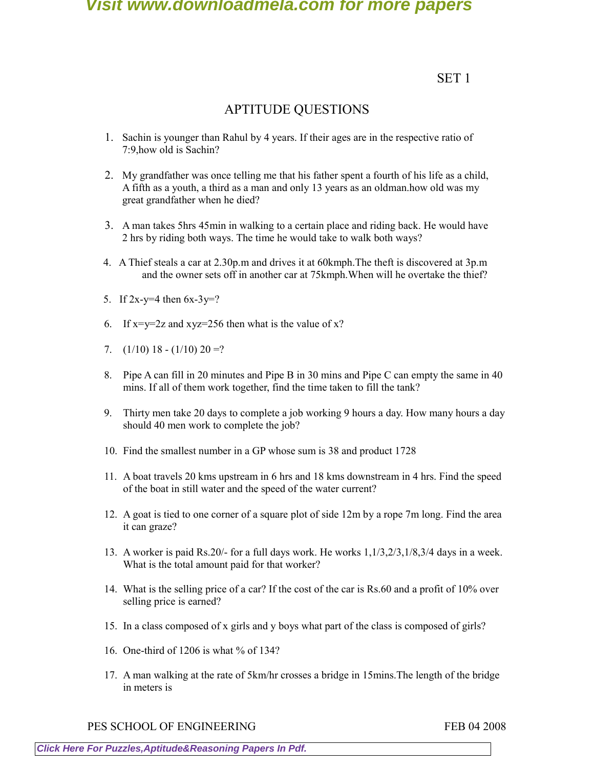SET 1

# APTITUDE QUESTIONS

1. Sachin is younger than Rahul by 4 years. If their ages are in the respective ratio of 7:9,how old is Sachin?

2. My grandfather was once telling me that his father spent a fourth of his life as a child, A fifth as a youth, a third as a man and only 13 years as an oldman.how old was my great grandfather when he died?

3. A man takes 5hrs 45min in walking to a certain place and riding back. He would have 2 hrs by riding both ways. The time he would take to walk both ways?

4. A Thief steals a car at 2.30p.m and drives it at 60kmph.The theft is discovered at 3p.m and the owner sets off in another car at 75kmph.When will he overtake the thief?

5. If 2x-y=4 then 6x-3y=?

6. If x=y=2z and xyz=256 then what is the value of x?

7. (1/10) 18 - (1/10) 20 =?

8. Pipe A can fill in 20 minutes and Pipe B in 30 mins and Pipe C can empty the same in 40 mins. If all of them work together, find the time taken to fill the tank?

9. Thirty men take 20 days to complete a job working 9 hours a day. How many hours a day should 40 men work to complete the job?

10. Find the smallest number in a GP whose sum is 38 and product 1728

11. A boat travels 20 kms upstream in 6 hrs and 18 kms downstream in 4 hrs. Find the speed of the boat in still water and the speed of the water current?

12. A goat is tied to one corner of a square plot of side 12m by a rope 7m long. Find the area it can graze?

13. A worker is paid Rs.20/- for a full days work. He works 1,1/3,2/3,1/8,3/4 days in a week. What is the total amount paid for that worker?

14. What is the selling price of a car? If the cost of the car is Rs.60 and a profit of 10% over selling price is earned?

15. In a class composed of x girls and y boys what part of the class is composed of girls?

16. One-third of 1206 is what % of 134?

17. A man walking at the rate of 5km/hr crosses a bridge in 15mins.The length of the bridge in meters is

PES SCHOOL OF ENGINEERING FEB 04 2008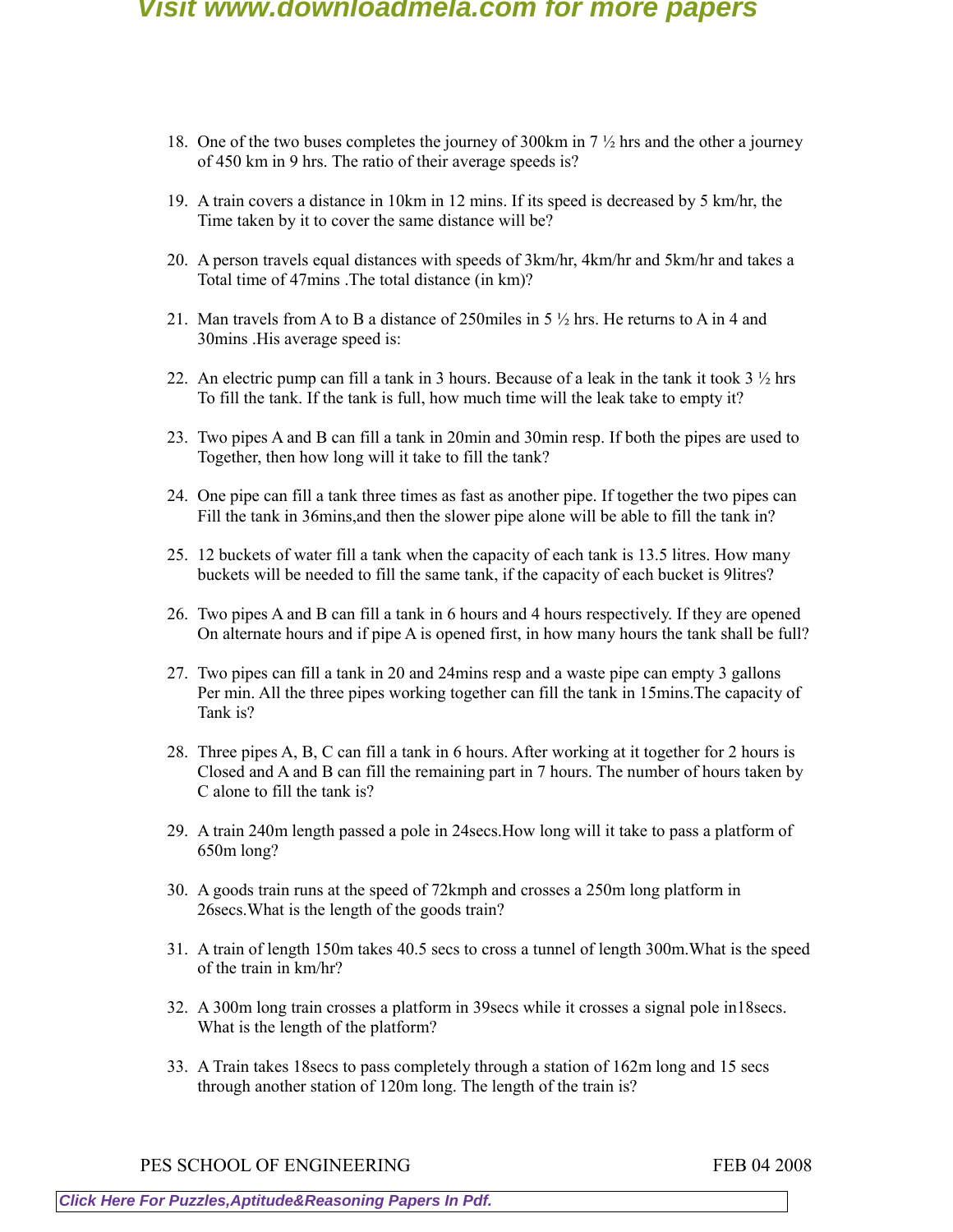18. One of the two buses completes the journey of 300km in 7 ½ hrs and the other a journey of 450 km in 9 hrs. The ratio of their average speeds is?

19. A train covers a distance in 10km in 12 mins. If its speed is decreased by 5 km/hr, the Time taken by it to cover the same distance will be?

20. A person travels equal distances with speeds of 3km/hr, 4km/hr and 5km/hr and takes a Total time of 47mins .The total distance (in km)?

21. Man travels from A to B a distance of 250miles in 5 ½ hrs. He returns to A in 4 and 30mins .His average speed is:

22. An electric pump can fill a tank in 3 hours. Because of a leak in the tank it took 3 ½ hrs To fill the tank. If the tank is full, how much time will the leak take to empty it?

23. Two pipes A and B can fill a tank in 20min and 30min resp. If both the pipes are used to Together, then how long will it take to fill the tank?

24. One pipe can fill a tank three times as fast as another pipe. If together the two pipes can Fill the tank in 36mins,and then the slower pipe alone will be able to fill the tank in?

25. 12 buckets of water fill a tank when the capacity of each tank is 13.5 litres. How many buckets will be needed to fill the same tank, if the capacity of each bucket is 9litres?

26. Two pipes A and B can fill a tank in 6 hours and 4 hours respectively. If they are opened On alternate hours and if pipe A is opened first, in how many hours the tank shall be full?

27. Two pipes can fill a tank in 20 and 24mins resp and a waste pipe can empty 3 gallons Per min. All the three pipes working together can fill the tank in 15mins.The capacity of Tank is?

28. Three pipes A, B, C can fill a tank in 6 hours. After working at it together for 2 hours is Closed and A and B can fill the remaining part in 7 hours. The number of hours taken by C alone to fill the tank is?

29. A train 240m length passed a pole in 24secs.How long will it take to pass a platform of 650m long?

30. A goods train runs at the speed of 72kmph and crosses a 250m long platform in 26secs.What is the length of the goods train?

31. A train of length 150m takes 40.5 secs to cross a tunnel of length 300m.What is the speed of the train in km/hr?

32. A 300m long train crosses a platform in 39secs while it crosses a signal pole in18secs. What is the length of the platform?

33. A Train takes 18secs to pass completely through a station of 162m long and 15 secs through another station of 120m long. The length of the train is?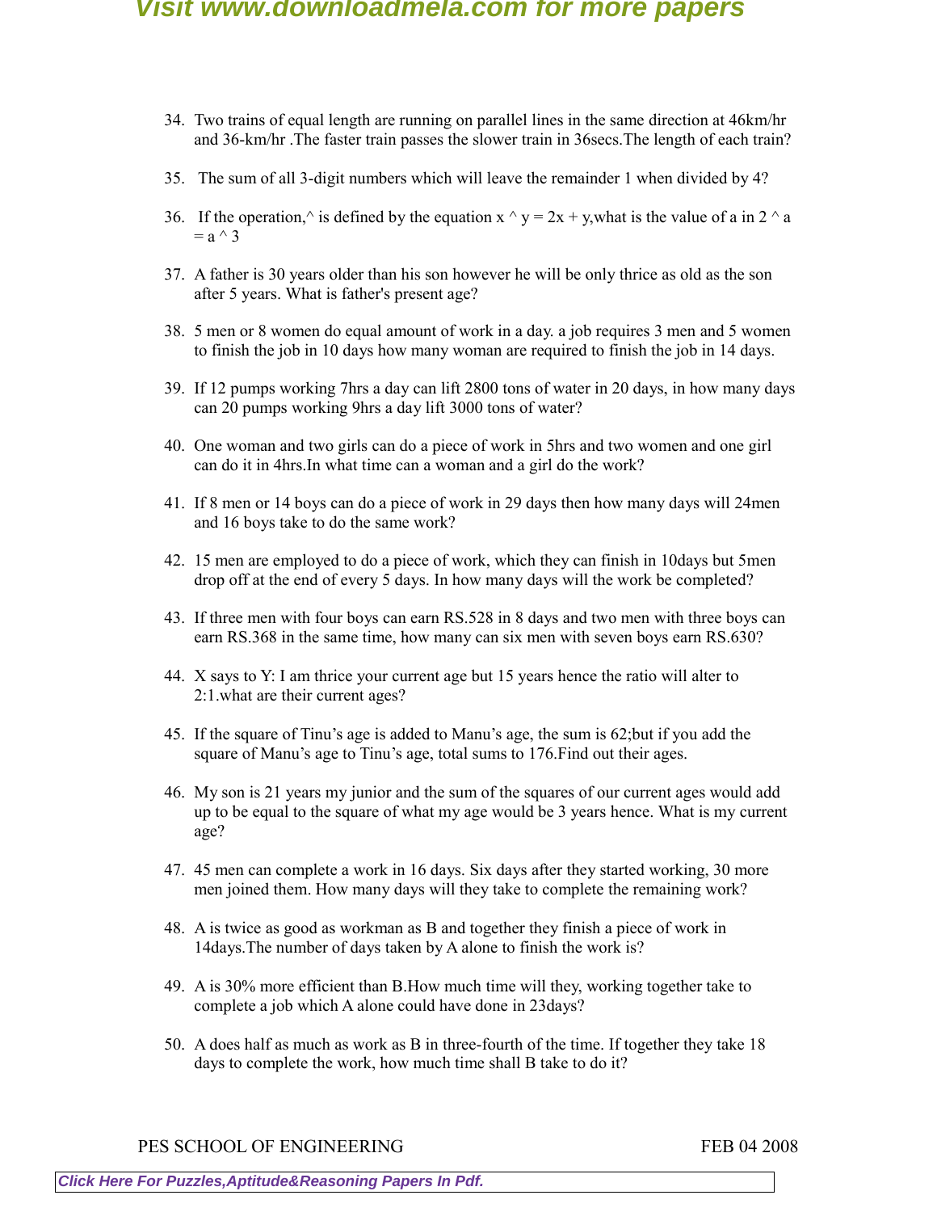34. Two trains of equal length are running on parallel lines in the same direction at 46km/hr and 36-km/hr .The faster train passes the slower train in 36secs.The length of each train?

35. The sum of all 3-digit numbers which will leave the remainder 1 when divided by 4?

36. If the operation,^ is defined by the equation x ^ y = 2x + y,what is the value of a in 2 ^ a = a ^ 3

37. A father is 30 years older than his son however he will be only thrice as old as the son after 5 years. What is father's present age?

38. 5 men or 8 women do equal amount of work in a day. a job requires 3 men and 5 women to finish the job in 10 days how many woman are required to finish the job in 14 days.

39. If 12 pumps working 7hrs a day can lift 2800 tons of water in 20 days, in how many days can 20 pumps working 9hrs a day lift 3000 tons of water?

40. One woman and two girls can do a piece of work in 5hrs and two women and one girl can do it in 4hrs.In what time can a woman and a girl do the work?

41. If 8 men or 14 boys can do a piece of work in 29 days then how many days will 24men and 16 boys take to do the same work?

42. 15 men are employed to do a piece of work, which they can finish in 10days but 5men drop off at the end of every 5 days. In how many days will the work be completed?

43. If three men with four boys can earn RS.528 in 8 days and two men with three boys can earn RS.368 in the same time, how many can six men with seven boys earn RS.630?

44. X says to Y: I am thrice your current age but 15 years hence the ratio will alter to 2:1.what are their current ages?

45. If the square of Tinu's age is added to Manu's age, the sum is 62;but if you add the square of Manu's age to Tinu's age, total sums to 176.Find out their ages.

46. My son is 21 years my junior and the sum of the squares of our current ages would add up to be equal to the square of what my age would be 3 years hence. What is my current age?

47. 45 men can complete a work in 16 days. Six days after they started working, 30 more men joined them. How many days will they take to complete the remaining work?

48. A is twice as good as workman as B and together they finish a piece of work in 14days.The number of days taken by A alone to finish the work is?

49. A is 30% more efficient than B.How much time will they, working together take to complete a job which A alone could have done in 23days?

50. A does half as much as work as B in three-fourth of the time. If together they take 18 days to complete the work, how much time shall B take to do it?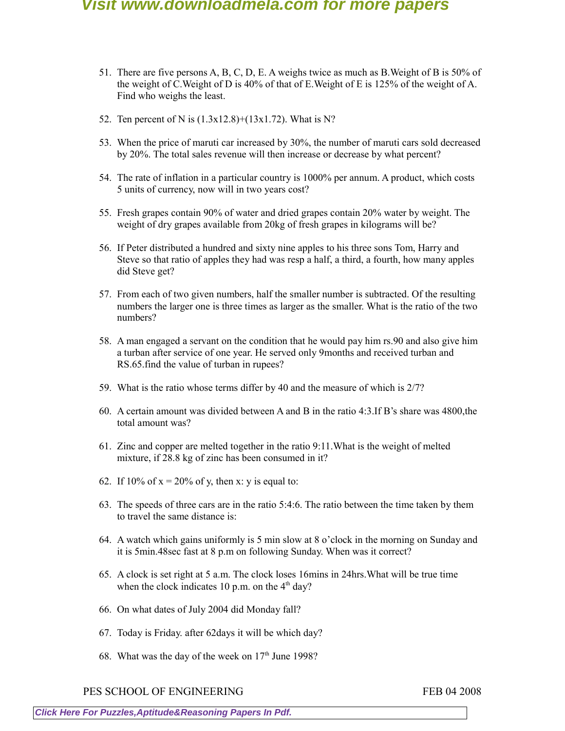51. There are five persons A, B, C, D, E. A weighs twice as much as B.Weight of B is 50% of the weight of C.Weight of D is 40% of that of E.Weight of E is 125% of the weight of A. Find who weighs the least.

52. Ten percent of N is (1.3x12.8)+(13x1.72). What is N?

53. When the price of maruti car increased by 30%, the number of maruti cars sold decreased by 20%. The total sales revenue will then increase or decrease by what percent?

54. The rate of inflation in a particular country is 1000% per annum. A product, which costs 5 units of currency, now will in two years cost?

55. Fresh grapes contain 90% of water and dried grapes contain 20% water by weight. The weight of dry grapes available from 20kg of fresh grapes in kilograms will be?

56. If Peter distributed a hundred and sixty nine apples to his three sons Tom, Harry and Steve so that ratio of apples they had was resp a half, a third, a fourth, how many apples did Steve get?

57. From each of two given numbers, half the smaller number is subtracted. Of the resulting numbers the larger one is three times as larger as the smaller. What is the ratio of the two numbers?

58. A man engaged a servant on the condition that he would pay him rs.90 and also give him a turban after service of one year. He served only 9months and received turban and RS.65.find the value of turban in rupees?

59. What is the ratio whose terms differ by 40 and the measure of which is 2/7?

60. A certain amount was divided between A and B in the ratio 4:3.If B's share was 4800,the total amount was?

61. Zinc and copper are melted together in the ratio 9:11.What is the weight of melted mixture, if 28.8 kg of zinc has been consumed in it?

62. If 10% of x = 20% of y, then x: y is equal to:

63. The speeds of three cars are in the ratio 5:4:6. The ratio between the time taken by them to travel the same distance is:

64. A watch which gains uniformly is 5 min slow at 8 o'clock in the morning on Sunday and it is 5min.48sec fast at 8 p.m on following Sunday. When was it correct?

65. A clock is set right at 5 a.m. The clock loses 16mins in 24hrs.What will be true time when the clock indicates 10 p.m. on the 4th day?

66. On what dates of July 2004 did Monday fall?

67. Today is Friday. after 62days it will be which day?

68. What was the day of the week on 17th June 1998?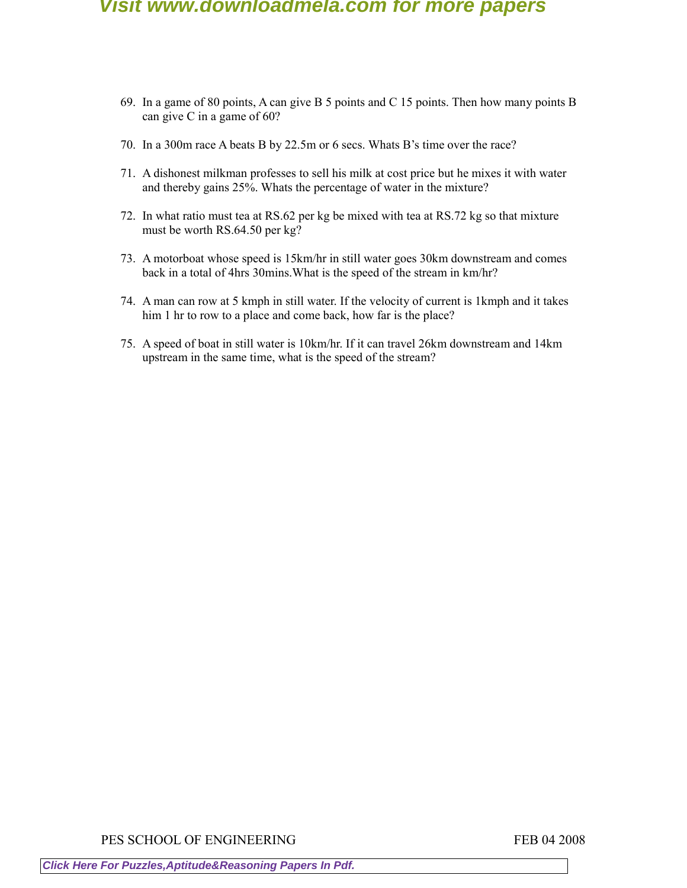69. In a game of 80 points, A can give B 5 points and C 15 points. Then how many points B can give C in a game of 60?

70. In a 300m race A beats B by 22.5m or 6 secs. Whats B's time over the race?

71. A dishonest milkman professes to sell his milk at cost price but he mixes it with water and thereby gains 25%. Whats the percentage of water in the mixture?

72. In what ratio must tea at RS.62 per kg be mixed with tea at RS.72 kg so that mixture must be worth RS.64.50 per kg?

73. A motorboat whose speed is 15km/hr in still water goes 30km downstream and comes back in a total of 4hrs 30mins.What is the speed of the stream in km/hr?

74. A man can row at 5 kmph in still water. If the velocity of current is 1kmph and it takes him 1 hr to row to a place and come back, how far is the place?

75. A speed of boat in still water is 10km/hr. If it can travel 26km downstream and 14km upstream in the same time, what is the speed of the stream?